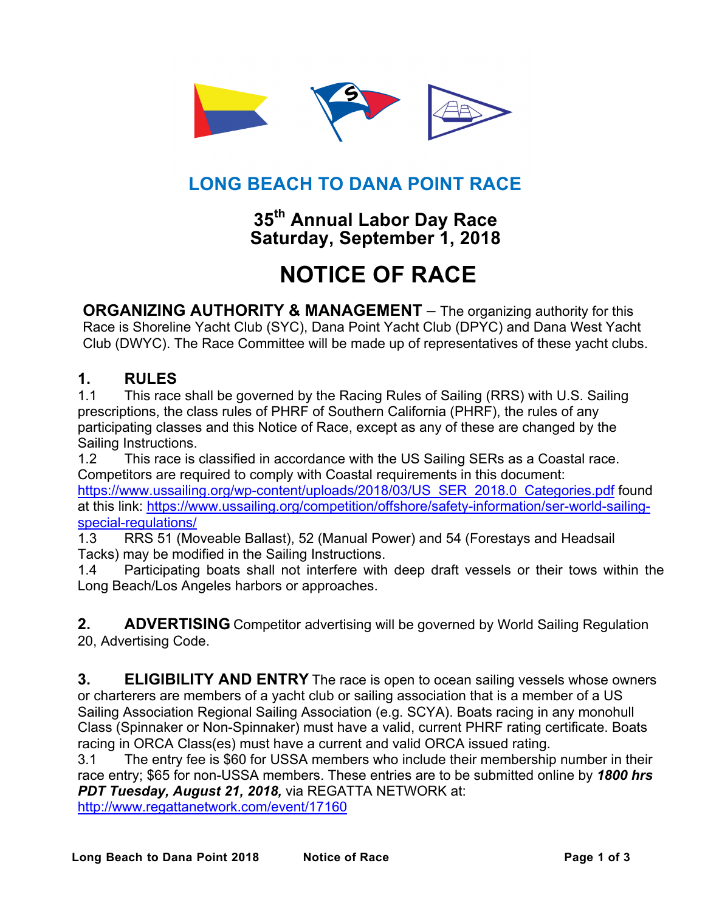# LONG BEACH TO DANA POINT RACE

## 35th Annual Labor Day Race
## Saturday, September 1, 2018

# NOTICE OF RACE

**ORGANIZING AUTHORITY & MANAGEMENT** – The organizing authority for this Race is Shoreline Yacht Club (SYC), Dana Point Yacht Club (DPYC) and Dana West Yacht Club (DWYC). The Race Committee will be made up of representatives of these yacht clubs.

## 1. RULES

1.1 This race shall be governed by the Racing Rules of Sailing (RRS) with U.S. Sailing prescriptions, the class rules of PHRF of Southern California (PHRF), the rules of any participating classes and this Notice of Race, except as any of these are changed by the Sailing Instructions.

1.2 This race is classified in accordance with the US Sailing SERs as a Coastal race. Competitors are required to comply with Coastal requirements in this document: https://www.ussailing.org/wp-content/uploads/2018/03/US_SER_2018.0_Categories.pdf found at this link: https://www.ussailing.org/competition/offshore/safety-information/ser-world-sailing-special-regulations/

1.3 RRS 51 (Moveable Ballast), 52 (Manual Power) and 54 (Forestays and Headsail Tacks) may be modified in the Sailing Instructions.

1.4 Participating boats shall not interfere with deep draft vessels or their tows within the Long Beach/Los Angeles harbors or approaches.

**2. ADVERTISING** Competitor advertising will be governed by World Sailing Regulation 20, Advertising Code.

**3. ELIGIBILITY AND ENTRY** The race is open to ocean sailing vessels whose owners or charterers are members of a yacht club or sailing association that is a member of a US Sailing Association Regional Sailing Association (e.g. SCYA). Boats racing in any monohull Class (Spinnaker or Non-Spinnaker) must have a valid, current PHRF rating certificate. Boats racing in ORCA Class(es) must have a current and valid ORCA issued rating.

3.1 The entry fee is $60 for USSA members who include their membership number in their race entry; $65 for non-USSA members. These entries are to be submitted online by ***1800 hrs PDT Tuesday, August 21, 2018,*** via REGATTA NETWORK at: http://www.regattanetwork.com/event/17160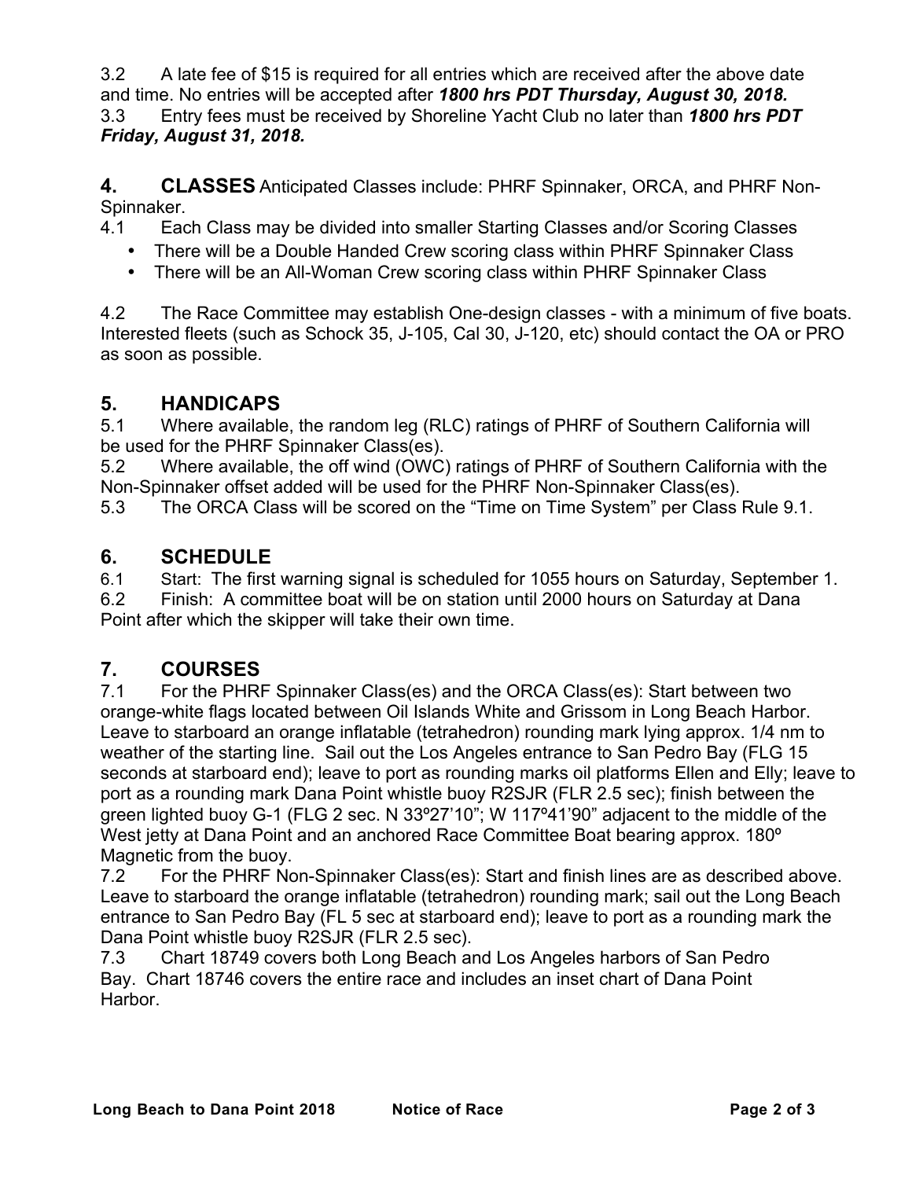3.2 A late fee of $15 is required for all entries which are received after the above date and time. No entries will be accepted after ***1800 hrs PDT Thursday, August 30, 2018.***
3.3 Entry fees must be received by Shoreline Yacht Club no later than ***1800 hrs PDT Friday, August 31, 2018.***

## 4. CLASSES

Anticipated Classes include: PHRF Spinnaker, ORCA, and PHRF Non-Spinnaker.

4.1 Each Class may be divided into smaller Starting Classes and/or Scoring Classes

- There will be a Double Handed Crew scoring class within PHRF Spinnaker Class
- There will be an All-Woman Crew scoring class within PHRF Spinnaker Class

4.2 The Race Committee may establish One-design classes - with a minimum of five boats. Interested fleets (such as Schock 35, J-105, Cal 30, J-120, etc) should contact the OA or PRO as soon as possible.

## 5. HANDICAPS

5.1 Where available, the random leg (RLC) ratings of PHRF of Southern California will be used for the PHRF Spinnaker Class(es).
5.2 Where available, the off wind (OWC) ratings of PHRF of Southern California with the Non-Spinnaker offset added will be used for the PHRF Non-Spinnaker Class(es).
5.3 The ORCA Class will be scored on the “Time on Time System” per Class Rule 9.1.

## 6. SCHEDULE

6.1 Start: The first warning signal is scheduled for 1055 hours on Saturday, September 1.
6.2 Finish: A committee boat will be on station until 2000 hours on Saturday at Dana Point after which the skipper will take their own time.

## 7. COURSES

7.1 For the PHRF Spinnaker Class(es) and the ORCA Class(es): Start between two orange-white flags located between Oil Islands White and Grissom in Long Beach Harbor. Leave to starboard an orange inflatable (tetrahedron) rounding mark lying approx. 1/4 nm to weather of the starting line. Sail out the Los Angeles entrance to San Pedro Bay (FLG 15 seconds at starboard end); leave to port as rounding marks oil platforms Ellen and Elly; leave to port as a rounding mark Dana Point whistle buoy R2SJR (FLR 2.5 sec); finish between the green lighted buoy G-1 (FLG 2 sec. N 33º27’10”; W 117º41’90” adjacent to the middle of the West jetty at Dana Point and an anchored Race Committee Boat bearing approx. 180º Magnetic from the buoy.
7.2 For the PHRF Non-Spinnaker Class(es): Start and finish lines are as described above. Leave to starboard the orange inflatable (tetrahedron) rounding mark; sail out the Long Beach entrance to San Pedro Bay (FL 5 sec at starboard end); leave to port as a rounding mark the Dana Point whistle buoy R2SJR (FLR 2.5 sec).
7.3 Chart 18749 covers both Long Beach and Los Angeles harbors of San Pedro Bay. Chart 18746 covers the entire race and includes an inset chart of Dana Point Harbor.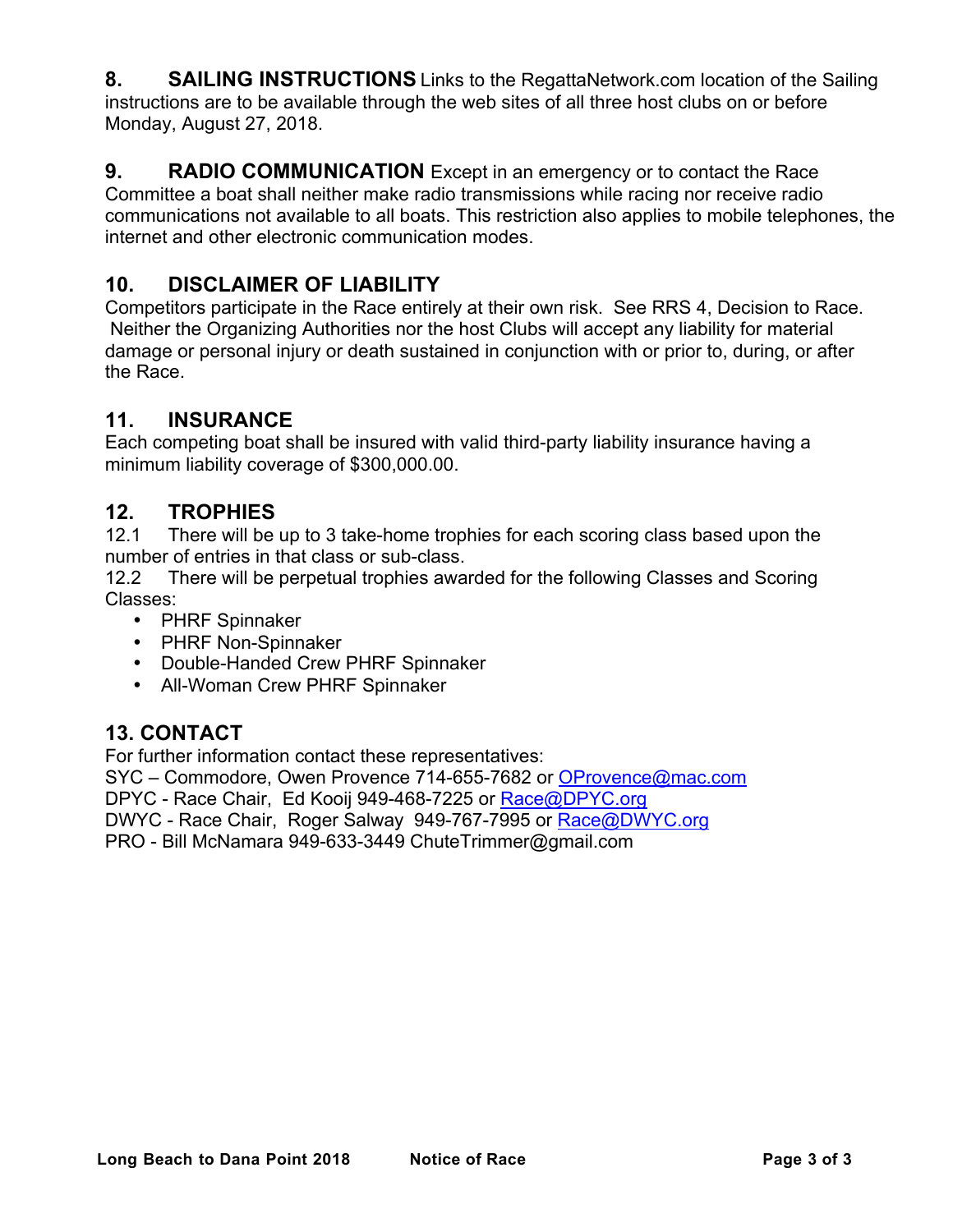**8. SAILING INSTRUCTIONS** Links to the RegattaNetwork.com location of the Sailing instructions are to be available through the web sites of all three host clubs on or before Monday, August 27, 2018.

**9. RADIO COMMUNICATION** Except in an emergency or to contact the Race Committee a boat shall neither make radio transmissions while racing nor receive radio communications not available to all boats. This restriction also applies to mobile telephones, the internet and other electronic communication modes.

## 10. DISCLAIMER OF LIABILITY

Competitors participate in the Race entirely at their own risk. See RRS 4, Decision to Race. Neither the Organizing Authorities nor the host Clubs will accept any liability for material damage or personal injury or death sustained in conjunction with or prior to, during, or after the Race.

## 11. INSURANCE

Each competing boat shall be insured with valid third-party liability insurance having a minimum liability coverage of $300,000.00.

## 12. TROPHIES

12.1 There will be up to 3 take-home trophies for each scoring class based upon the number of entries in that class or sub-class.

12.2 There will be perpetual trophies awarded for the following Classes and Scoring Classes:

- PHRF Spinnaker
- PHRF Non-Spinnaker
- Double-Handed Crew PHRF Spinnaker
- All-Woman Crew PHRF Spinnaker

## 13. CONTACT

For further information contact these representatives:
SYC – Commodore, Owen Provence 714-655-7682 or OProvence@mac.com
DPYC - Race Chair, Ed Kooij 949-468-7225 or Race@DPYC.org
DWYC - Race Chair, Roger Salway 949-767-7995 or Race@DWYC.org
PRO - Bill McNamara 949-633-3449 ChuteTrimmer@gmail.com